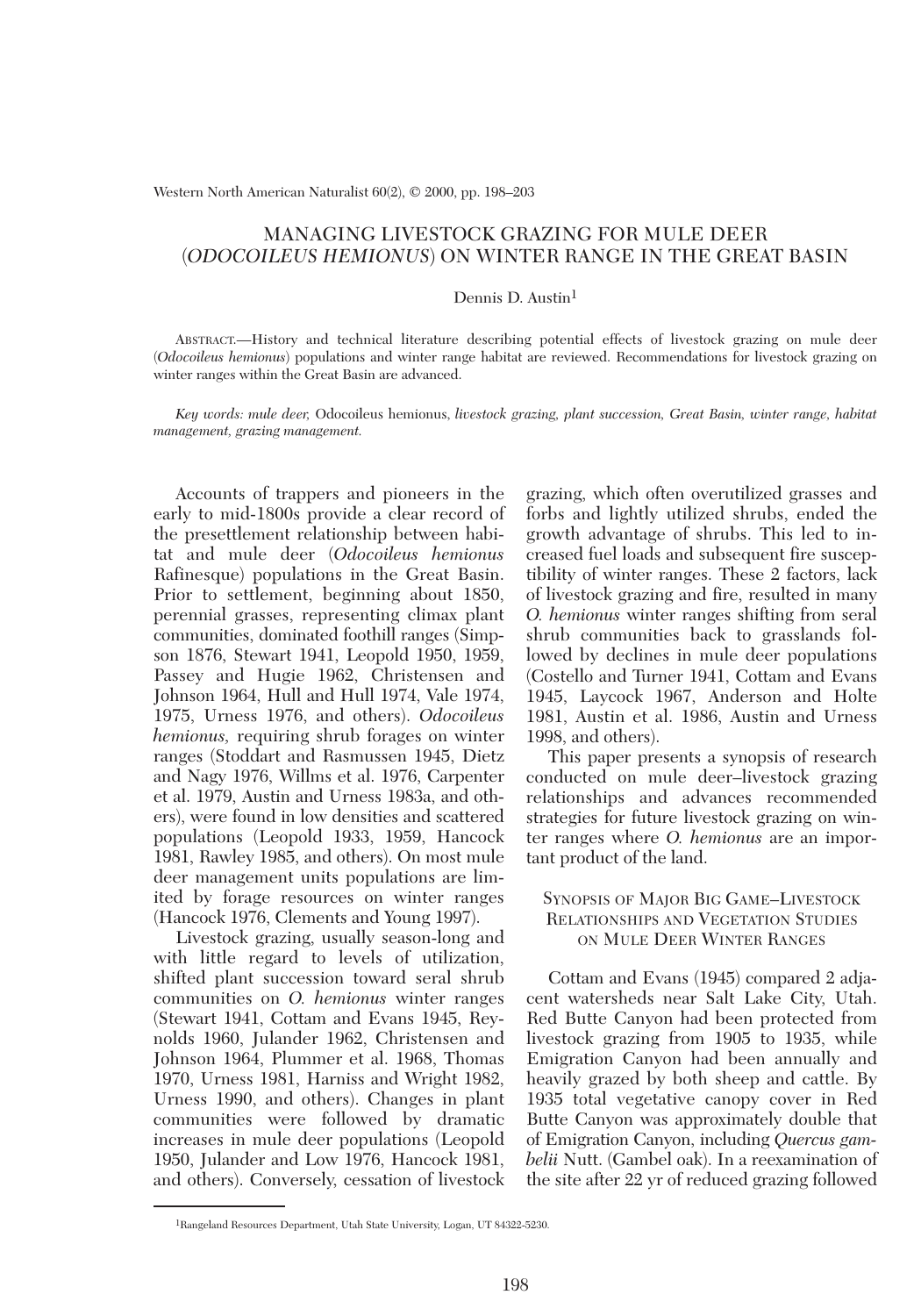# MANAGING LIVESTOCK GRAZING FOR MULE DEER (*ODOCOILEUS HEMIONUS*) ON WINTER RANGE IN THE GREAT BASIN

Dennis D. Austin[1]

ABSTRACT.—History and technical literature describing potential effects of livestock grazing on mule deer (*Odocoileus hemionus*) populations and winter range habitat are reviewed. Recommendations for livestock grazing on winter ranges within the Great Basin are advanced.

*Key words: mule deer,* Odocoileus hemionus, *livestock grazing, plant succession, Great Basin, winter range, habitat management, grazing management.*

Accounts of trappers and pioneers in the early to mid-1800s provide a clear record of the presettlement relationship between habitat and mule deer (*Odocoileus hemionus* Rafinesque) populations in the Great Basin. Prior to settlement, beginning about 1850, perennial grasses, representing climax plant communities, dominated foothill ranges (Simpson 1876, Stewart 1941, Leopold 1950, 1959, Passey and Hugie 1962, Christensen and Johnson 1964, Hull and Hull 1974, Vale 1974, 1975, Urness 1976, and others). *Odocoileus hemionus*, requiring shrub forages on winter ranges (Stoddart and Rasmussen 1945, Dietz and Nagy 1976, Willms et al. 1976, Carpenter et al. 1979, Austin and Urness 1983a, and others), were found in low densities and scattered populations (Leopold 1933, 1959, Hancock 1981, Rawley 1985, and others). On most mule deer management units populations are limited by forage resources on winter ranges (Hancock 1976, Clements and Young 1997).

Livestock grazing, usually season-long and with little regard to levels of utilization, shifted plant succession toward seral shrub communities on *O. hemionus* winter ranges (Stewart 1941, Cottam and Evans 1945, Reynolds 1960, Julander 1962, Christensen and Johnson 1964, Plummer et al. 1968, Thomas 1970, Urness 1981, Harniss and Wright 1982, Urness 1990, and others). Changes in plant communities were followed by dramatic increases in mule deer populations (Leopold 1950, Julander and Low 1976, Hancock 1981, and others). Conversely, cessation of livestock grazing, which often overutilized grasses and forbs and lightly utilized shrubs, ended the growth advantage of shrubs. This led to increased fuel loads and subsequent fire susceptibility of winter ranges. These 2 factors, lack of livestock grazing and fire, resulted in many *O. hemionus* winter ranges shifting from seral shrub communities back to grasslands followed by declines in mule deer populations (Costello and Turner 1941, Cottam and Evans 1945, Laycock 1967, Anderson and Holte 1981, Austin et al. 1986, Austin and Urness 1998, and others).

This paper presents a synopsis of research conducted on mule deer–livestock grazing relationships and advances recommended strategies for future livestock grazing on winter ranges where *O. hemionus* are an important product of the land.

## SYNOPSIS OF MAJOR BIG GAME–LIVESTOCK RELATIONSHIPS AND VEGETATION STUDIES ON MULE DEER WINTER RANGES

Cottam and Evans (1945) compared 2 adjacent watersheds near Salt Lake City, Utah. Red Butte Canyon had been protected from livestock grazing from 1905 to 1935, while Emigration Canyon had been annually and heavily grazed by both sheep and cattle. By 1935 total vegetative canopy cover in Red Butte Canyon was approximately double that of Emigration Canyon, including *Quercus gambelii* Nutt. (Gambel oak). In a reexamination of the site after 22 yr of reduced grazing followed

[1]Rangeland Resources Department, Utah State University, Logan, UT 84322-5230.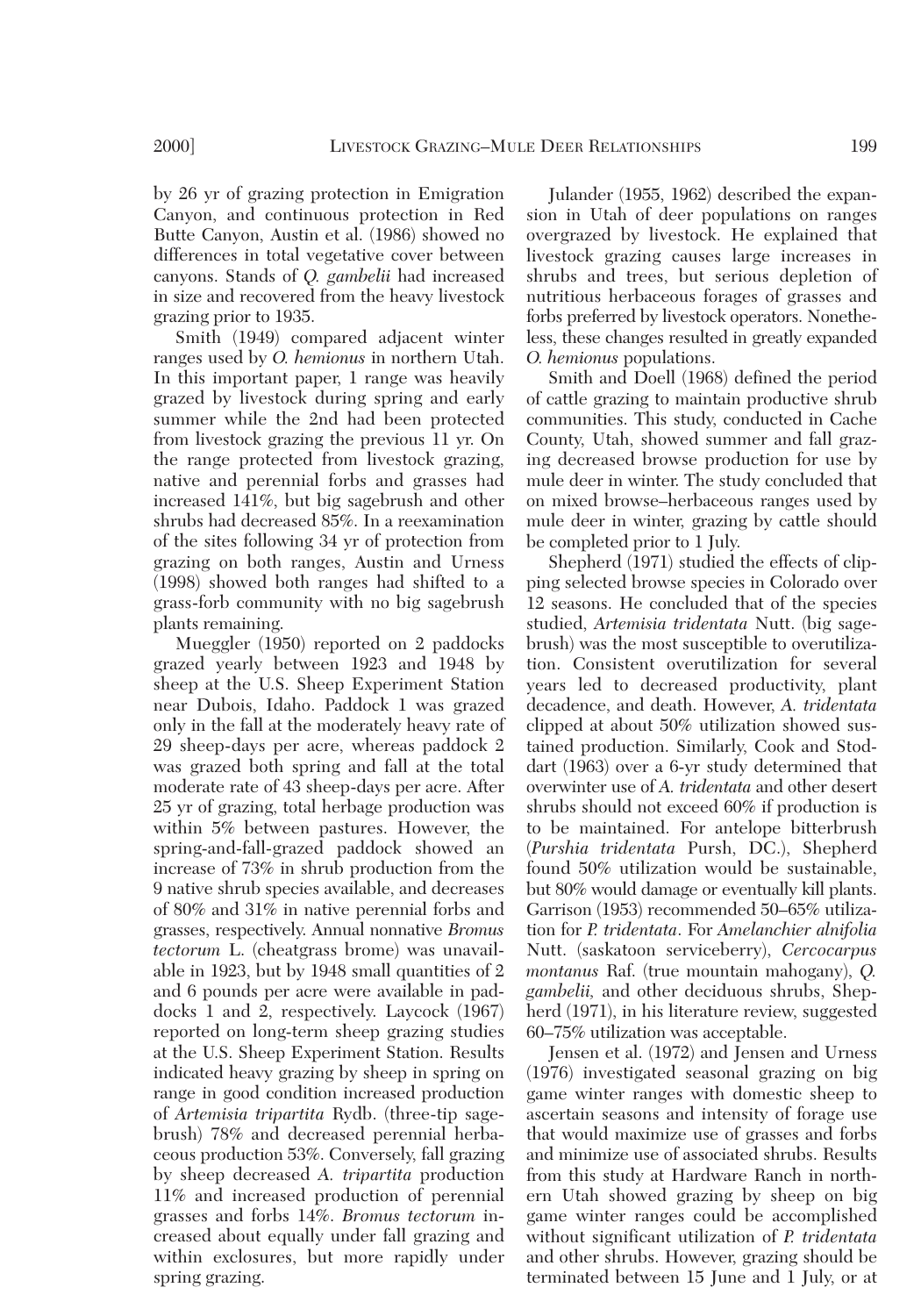by 26 yr of grazing protection in Emigration Canyon, and continuous protection in Red Butte Canyon, Austin et al. (1986) showed no differences in total vegetative cover between canyons. Stands of *Q. gambelii* had increased in size and recovered from the heavy livestock grazing prior to 1935.

Smith (1949) compared adjacent winter ranges used by *O. hemionus* in northern Utah. In this important paper, 1 range was heavily grazed by livestock during spring and early summer while the 2nd had been protected from livestock grazing the previous 11 yr. On the range protected from livestock grazing, native and perennial forbs and grasses had increased 141%, but big sagebrush and other shrubs had decreased 85%. In a reexamination of the sites following 34 yr of protection from grazing on both ranges, Austin and Urness (1998) showed both ranges had shifted to a grass-forb community with no big sagebrush plants remaining.

Mueggler (1950) reported on 2 paddocks grazed yearly between 1923 and 1948 by sheep at the U.S. Sheep Experiment Station near Dubois, Idaho. Paddock 1 was grazed only in the fall at the moderately heavy rate of 29 sheep-days per acre, whereas paddock 2 was grazed both spring and fall at the total moderate rate of 43 sheep-days per acre. After 25 yr of grazing, total herbage production was within 5% between pastures. However, the spring-and-fall-grazed paddock showed an increase of 73% in shrub production from the 9 native shrub species available, and decreases of 80% and 31% in native perennial forbs and grasses, respectively. Annual nonnative *Bromus tectorum* L. (cheatgrass brome) was unavailable in 1923, but by 1948 small quantities of 2 and 6 pounds per acre were available in paddocks 1 and 2, respectively. Laycock (1967) reported on long-term sheep grazing studies at the U.S. Sheep Experiment Station. Results indicated heavy grazing by sheep in spring on range in good condition increased production of *Artemisia tripartita* Rydb. (three-tip sagebrush) 78% and decreased perennial herbaceous production 53%. Conversely, fall grazing by sheep decreased *A. tripartita* production 11% and increased production of perennial grasses and forbs 14%. *Bromus tectorum* increased about equally under fall grazing and within exclosures, but more rapidly under spring grazing.

Julander (1955, 1962) described the expansion in Utah of deer populations on ranges overgrazed by livestock. He explained that livestock grazing causes large increases in shrubs and trees, but serious depletion of nutritious herbaceous forages of grasses and forbs preferred by livestock operators. Nonetheless, these changes resulted in greatly expanded *O. hemionus* populations.

Smith and Doell (1968) defined the period of cattle grazing to maintain productive shrub communities. This study, conducted in Cache County, Utah, showed summer and fall grazing decreased browse production for use by mule deer in winter. The study concluded that on mixed browse–herbaceous ranges used by mule deer in winter, grazing by cattle should be completed prior to 1 July.

Shepherd (1971) studied the effects of clipping selected browse species in Colorado over 12 seasons. He concluded that of the species studied, *Artemisia tridentata* Nutt. (big sagebrush) was the most susceptible to overutilization. Consistent overutilization for several years led to decreased productivity, plant decadence, and death. However, *A. tridentata* clipped at about 50% utilization showed sustained production. Similarly, Cook and Stoddart (1963) over a 6-yr study determined that overwinter use of *A. tridentata* and other desert shrubs should not exceed 60% if production is to be maintained. For antelope bitterbrush (*Purshia tridentata* Pursh, DC.), Shepherd found 50% utilization would be sustainable, but 80% would damage or eventually kill plants. Garrison (1953) recommended 50–65% utilization for *P. tridentata*. For *Amelanchier alnifolia* Nutt. (saskatoon serviceberry), *Cercocarpus montanus* Raf. (true mountain mahogany), *Q. gambelii*, and other deciduous shrubs, Shepherd (1971), in his literature review, suggested 60–75% utilization was acceptable.

Jensen et al. (1972) and Jensen and Urness (1976) investigated seasonal grazing on big game winter ranges with domestic sheep to ascertain seasons and intensity of forage use that would maximize use of grasses and forbs and minimize use of associated shrubs. Results from this study at Hardware Ranch in northern Utah showed grazing by sheep on big game winter ranges could be accomplished without significant utilization of *P. tridentata* and other shrubs. However, grazing should be terminated between 15 June and 1 July, or at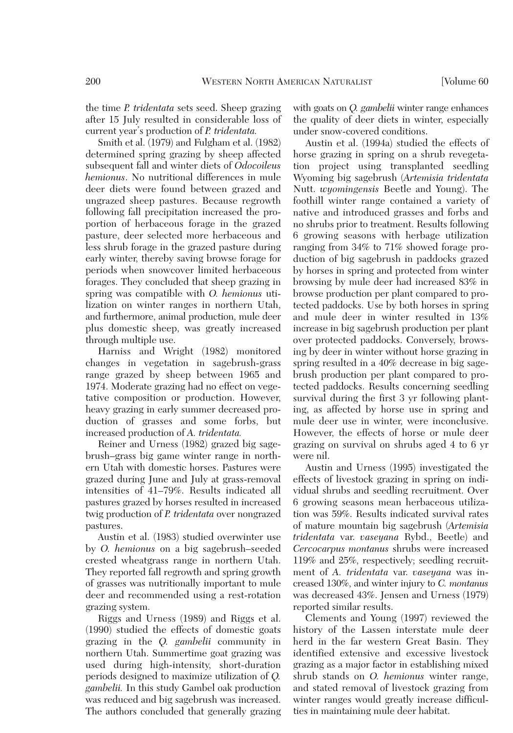the time *P. tridentata* sets seed. Sheep grazing after 15 July resulted in considerable loss of current year's production of *P. tridentata.*

Smith et al. (1979) and Fulgham et al. (1982) determined spring grazing by sheep affected subsequent fall and winter diets of *Odocoileus hemionus*. No nutritional differences in mule deer diets were found between grazed and ungrazed sheep pastures. Because regrowth following fall precipitation increased the proportion of herbaceous forage in the grazed pasture, deer selected more herbaceous and less shrub forage in the grazed pasture during early winter, thereby saving browse forage for periods when snowcover limited herbaceous forages. They concluded that sheep grazing in spring was compatible with *O. hemionus* utilization on winter ranges in northern Utah, and furthermore, animal production, mule deer plus domestic sheep, was greatly increased through multiple use.

Harniss and Wright (1982) monitored changes in vegetation in sagebrush-grass range grazed by sheep between 1965 and 1974. Moderate grazing had no effect on vegetative composition or production. However, heavy grazing in early summer decreased production of grasses and some forbs, but increased production of *A. tridentata.*

Reiner and Urness (1982) grazed big sagebrush–grass big game winter range in northern Utah with domestic horses. Pastures were grazed during June and July at grass-removal intensities of 41–79%. Results indicated all pastures grazed by horses resulted in increased twig production of *P. tridentata* over nongrazed pastures.

Austin et al. (1983) studied overwinter use by *O. hemionus* on a big sagebrush–seeded crested wheatgrass range in northern Utah. They reported fall regrowth and spring growth of grasses was nutritionally important to mule deer and recommended using a rest-rotation grazing system.

Riggs and Urness (1989) and Riggs et al. (1990) studied the effects of domestic goats grazing in the *Q. gambelii* community in northern Utah. Summertime goat grazing was used during high-intensity, short-duration periods designed to maximize utilization of *Q. gambelii.* In this study Gambel oak production was reduced and big sagebrush was increased. The authors concluded that generally grazing with goats on *Q. gambelii* winter range enhances the quality of deer diets in winter, especially under snow-covered conditions.

Austin et al. (1994a) studied the effects of horse grazing in spring on a shrub revegetation project using transplanted seedling Wyoming big sagebrush (*Artemisia tridentata* Nutt. *wyomingensis* Beetle and Young). The foothill winter range contained a variety of native and introduced grasses and forbs and no shrubs prior to treatment. Results following 6 growing seasons with herbage utilization ranging from 34% to 71% showed forage production of big sagebrush in paddocks grazed by horses in spring and protected from winter browsing by mule deer had increased 83% in browse production per plant compared to protected paddocks. Use by both horses in spring and mule deer in winter resulted in 13% increase in big sagebrush production per plant over protected paddocks. Conversely, browsing by deer in winter without horse grazing in spring resulted in a 40% decrease in big sagebrush production per plant compared to protected paddocks. Results concerning seedling survival during the first 3 yr following planting, as affected by horse use in spring and mule deer use in winter, were inconclusive. However, the effects of horse or mule deer grazing on survival on shrubs aged 4 to 6 yr were nil.

Austin and Urness (1995) investigated the effects of livestock grazing in spring on individual shrubs and seedling recruitment. Over 6 growing seasons mean herbaceous utilization was 59%. Results indicated survival rates of mature mountain big sagebrush (*Artemisia tridentata* var. *vaseyana* Rybd., Beetle) and *Cercocarpus montanus* shrubs were increased 119% and 25%, respectively; seedling recruitment of *A. tridentata* var. *vaseyana* was increased 130%, and winter injury to *C. montanus* was decreased 43%. Jensen and Urness (1979) reported similar results.

Clements and Young (1997) reviewed the history of the Lassen interstate mule deer herd in the far western Great Basin. They identified extensive and excessive livestock grazing as a major factor in establishing mixed shrub stands on *O. hemionus* winter range, and stated removal of livestock grazing from winter ranges would greatly increase difficulties in maintaining mule deer habitat.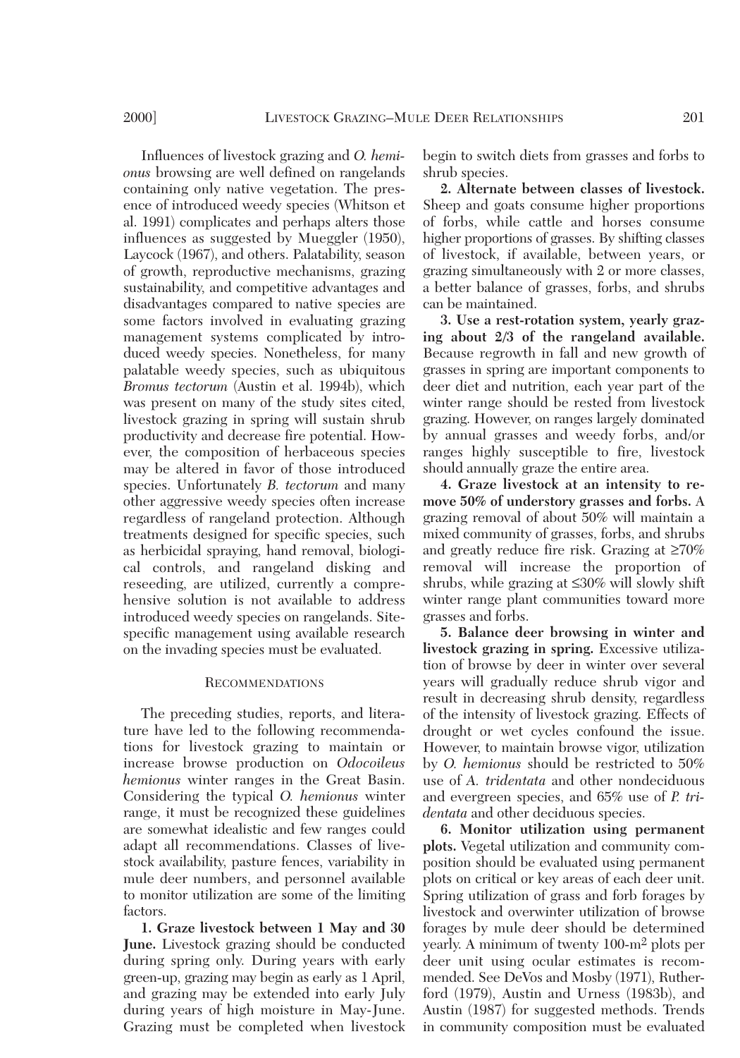Influences of livestock grazing and *O. hemionus* browsing are well defined on rangelands containing only native vegetation. The presence of introduced weedy species (Whitson et al. 1991) complicates and perhaps alters those influences as suggested by Mueggler (1950), Laycock (1967), and others. Palatability, season of growth, reproductive mechanisms, grazing sustainability, and competitive advantages and disadvantages compared to native species are some factors involved in evaluating grazing management systems complicated by introduced weedy species. Nonetheless, for many palatable weedy species, such as ubiquitous *Bromus tectorum* (Austin et al. 1994b), which was present on many of the study sites cited, livestock grazing in spring will sustain shrub productivity and decrease fire potential. However, the composition of herbaceous species may be altered in favor of those introduced species. Unfortunately *B. tectorum* and many other aggressive weedy species often increase regardless of rangeland protection. Although treatments designed for specific species, such as herbicidal spraying, hand removal, biological controls, and rangeland disking and reseeding, are utilized, currently a comprehensive solution is not available to address introduced weedy species on rangelands. Site-specific management using available research on the invading species must be evaluated.

## Recommendations

The preceding studies, reports, and literature have led to the following recommendations for livestock grazing to maintain or increase browse production on *Odocoileus hemionus* winter ranges in the Great Basin. Considering the typical *O. hemionus* winter range, it must be recognized these guidelines are somewhat idealistic and few ranges could adapt all recommendations. Classes of livestock availability, pasture fences, variability in mule deer numbers, and personnel available to monitor utilization are some of the limiting factors.

**1. Graze livestock between 1 May and 30 June.** Livestock grazing should be conducted during spring only. During years with early green-up, grazing may begin as early as 1 April, and grazing may be extended into early July during years of high moisture in May-June. Grazing must be completed when livestock begin to switch diets from grasses and forbs to shrub species.

**2. Alternate between classes of livestock.** Sheep and goats consume higher proportions of forbs, while cattle and horses consume higher proportions of grasses. By shifting classes of livestock, if available, between years, or grazing simultaneously with 2 or more classes, a better balance of grasses, forbs, and shrubs can be maintained.

**3. Use a rest-rotation system, yearly grazing about 2/3 of the rangeland available.** Because regrowth in fall and new growth of grasses in spring are important components to deer diet and nutrition, each year part of the winter range should be rested from livestock grazing. However, on ranges largely dominated by annual grasses and weedy forbs, and/or ranges highly susceptible to fire, livestock should annually graze the entire area.

**4. Graze livestock at an intensity to remove 50% of understory grasses and forbs.** A grazing removal of about 50% will maintain a mixed community of grasses, forbs, and shrubs and greatly reduce fire risk. Grazing at ≥70% removal will increase the proportion of shrubs, while grazing at ≤30% will slowly shift winter range plant communities toward more grasses and forbs.

**5. Balance deer browsing in winter and livestock grazing in spring.** Excessive utilization of browse by deer in winter over several years will gradually reduce shrub vigor and result in decreasing shrub density, regardless of the intensity of livestock grazing. Effects of drought or wet cycles confound the issue. However, to maintain browse vigor, utilization by *O. hemionus* should be restricted to 50% use of *A. tridentata* and other nondeciduous and evergreen species, and 65% use of *P. tridentata* and other deciduous species.

**6. Monitor utilization using permanent plots.** Vegetal utilization and community composition should be evaluated using permanent plots on critical or key areas of each deer unit. Spring utilization of grass and forb forages by livestock and overwinter utilization of browse forages by mule deer should be determined yearly. A minimum of twenty 100-$m^2$ plots per deer unit using ocular estimates is recommended. See DeVos and Mosby (1971), Rutherford (1979), Austin and Urness (1983b), and Austin (1987) for suggested methods. Trends in community composition must be evaluated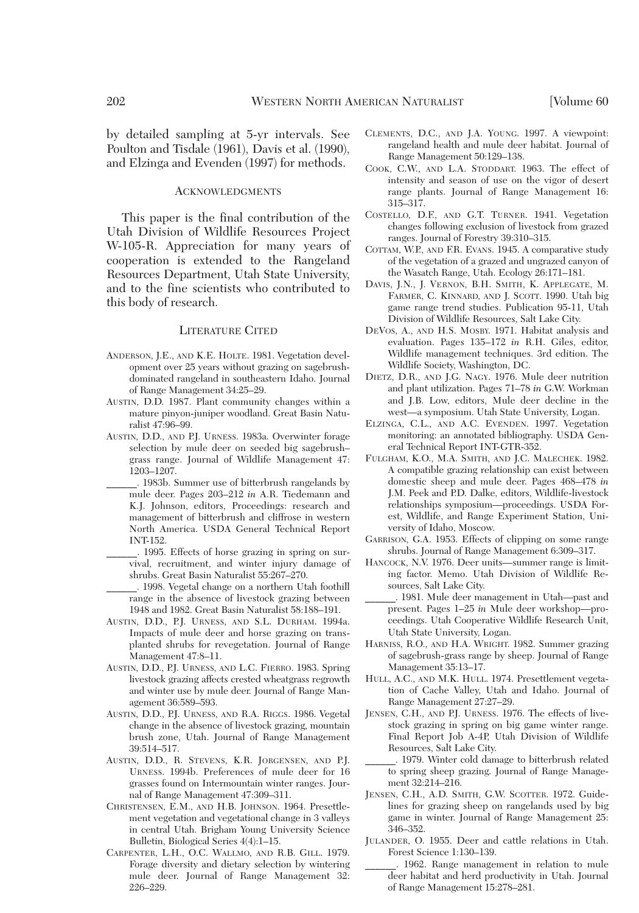by detailed sampling at 5-yr intervals. See Poulton and Tisdale (1961), Davis et al. (1990), and Elzinga and Evenden (1997) for methods.

## Acknowledgments

This paper is the final contribution of the Utah Division of Wildlife Resources Project W-105-R. Appreciation for many years of cooperation is extended to the Rangeland Resources Department, Utah State University, and to the fine scientists who contributed to this body of research.

## Literature Cited

Anderson, J.E., and K.E. Holte. 1981. Vegetation development over 25 years without grazing on sagebrush-dominated rangeland in southeastern Idaho. Journal of Range Management 34:25–29.

Austin, D.D. 1987. Plant community changes within a mature pinyon-juniper woodland. Great Basin Naturalist 47:96–99.

Austin, D.D., and P.J. Urness. 1983a. Overwinter forage selection by mule deer on seeded big sagebrush–grass range. Journal of Wildlife Management 47: 1203–1207.

______. 1983b. Summer use of bitterbrush rangelands by mule deer. Pages 203–212 *in* A.R. Tiedemann and K.J. Johnson, editors, Proceedings: research and management of bitterbrush and cliffrose in western North America. USDA General Technical Report INT-152.

______. 1995. Effects of horse grazing in spring on survival, recruitment, and winter injury damage of shrubs. Great Basin Naturalist 55:267–270.

______. 1998. Vegetal change on a northern Utah foothill range in the absence of livestock grazing between 1948 and 1982. Great Basin Naturalist 58:188–191.

Austin, D.D., P.J. Urness, and S.L. Durham. 1994a. Impacts of mule deer and horse grazing on transplanted shrubs for revegetation. Journal of Range Management 47:8–11.

Austin, D.D., P.J. Urness, and L.C. Fierro. 1983. Spring livestock grazing affects crested wheatgrass regrowth and winter use by mule deer. Journal of Range Management 36:589–593.

Austin, D.D., P.J. Urness, and R.A. Riggs. 1986. Vegetal change in the absence of livestock grazing, mountain brush zone, Utah. Journal of Range Management 39:514–517.

Austin, D.D., R. Stevens, K.R. Jorgensen, and P.J. Urness. 1994b. Preferences of mule deer for 16 grasses found on Intermountain winter ranges. Journal of Range Management 47:309–311.

Christensen, E.M., and H.B. Johnson. 1964. Presettlement vegetation and vegetational change in 3 valleys in central Utah. Brigham Young University Science Bulletin, Biological Series 4(4):1–15.

Carpenter, L.H., O.C. Wallmo, and R.B. Gill. 1979. Forage diversity and dietary selection by wintering mule deer. Journal of Range Management 32: 226–229.

Clements, D.C., and J.A. Young. 1997. A viewpoint: rangeland health and mule deer habitat. Journal of Range Management 50:129–138.

Cook, C.W., and L.A. Stoddart. 1963. The effect of intensity and season of use on the vigor of desert range plants. Journal of Range Management 16: 315–317.

Costello, D.F., and G.T. Turner. 1941. Vegetation changes following exclusion of livestock from grazed ranges. Journal of Forestry 39:310–315.

Cottam, W.P., and F.R. Evans. 1945. A comparative study of the vegetation of a grazed and ungrazed canyon of the Wasatch Range, Utah. Ecology 26:171–181.

Davis, J.N., J. Vernon, B.H. Smith, K. Applegate, M. Farmer, C. Kinnard, and J. Scott. 1990. Utah big game range trend studies. Publication 95-11, Utah Division of Wildlife Resources, Salt Lake City.

DeVos, A., and H.S. Mosby. 1971. Habitat analysis and evaluation. Pages 135–172 *in* R.H. Giles, editor, Wildlife management techniques. 3rd edition. The Wildlife Society, Washington, DC.

Dietz, D.R., and J.G. Nagy. 1976. Mule deer nutrition and plant utilization. Pages 71–78 *in* G.W. Workman and J.B. Low, editors, Mule deer decline in the west—a symposium. Utah State University, Logan.

Elzinga, C.L., and A.C. Evenden. 1997. Vegetation monitoring: an annotated bibliography. USDA General Technical Report INT-GTR-352.

Fulgham, K.O., M.A. Smith, and J.C. Malechek. 1982. A compatible grazing relationship can exist between domestic sheep and mule deer. Pages 468–478 *in* J.M. Peek and P.D. Dalke, editors, Wildlife-livestock relationships symposium—proceedings. USDA Forest, Wildlife, and Range Experiment Station, University of Idaho, Moscow.

Garrison, G.A. 1953. Effects of clipping on some range shrubs. Journal of Range Management 6:309–317.

Hancock, N.V. 1976. Deer units—summer range is limiting factor. Memo. Utah Division of Wildlife Resources, Salt Lake City.

______. 1981. Mule deer management in Utah—past and present. Pages 1–25 *in* Mule deer workshop—proceedings. Utah Cooperative Wildlife Research Unit, Utah State University, Logan.

Harniss, R.O., and H.A. Wright. 1982. Summer grazing of sagebrush-grass range by sheep. Journal of Range Management 35:13–17.

Hull, A.C., and M.K. Hull. 1974. Presettlement vegetation of Cache Valley, Utah and Idaho. Journal of Range Management 27:27–29.

Jensen, C.H., and P.J. Urness. 1976. The effects of livestock grazing in spring on big game winter range. Final Report Job A-4P, Utah Division of Wildlife Resources, Salt Lake City.

______. 1979. Winter cold damage to bitterbrush related to spring sheep grazing. Journal of Range Management 32:214–216.

Jensen, C.H., A.D. Smith, G.W. Scotter. 1972. Guidelines for grazing sheep on rangelands used by big game in winter. Journal of Range Management 25: 346–352.

Julander, O. 1955. Deer and cattle relations in Utah. Forest Science 1:130–139.

______. 1962. Range management in relation to mule deer habitat and herd productivity in Utah. Journal of Range Management 15:278–281.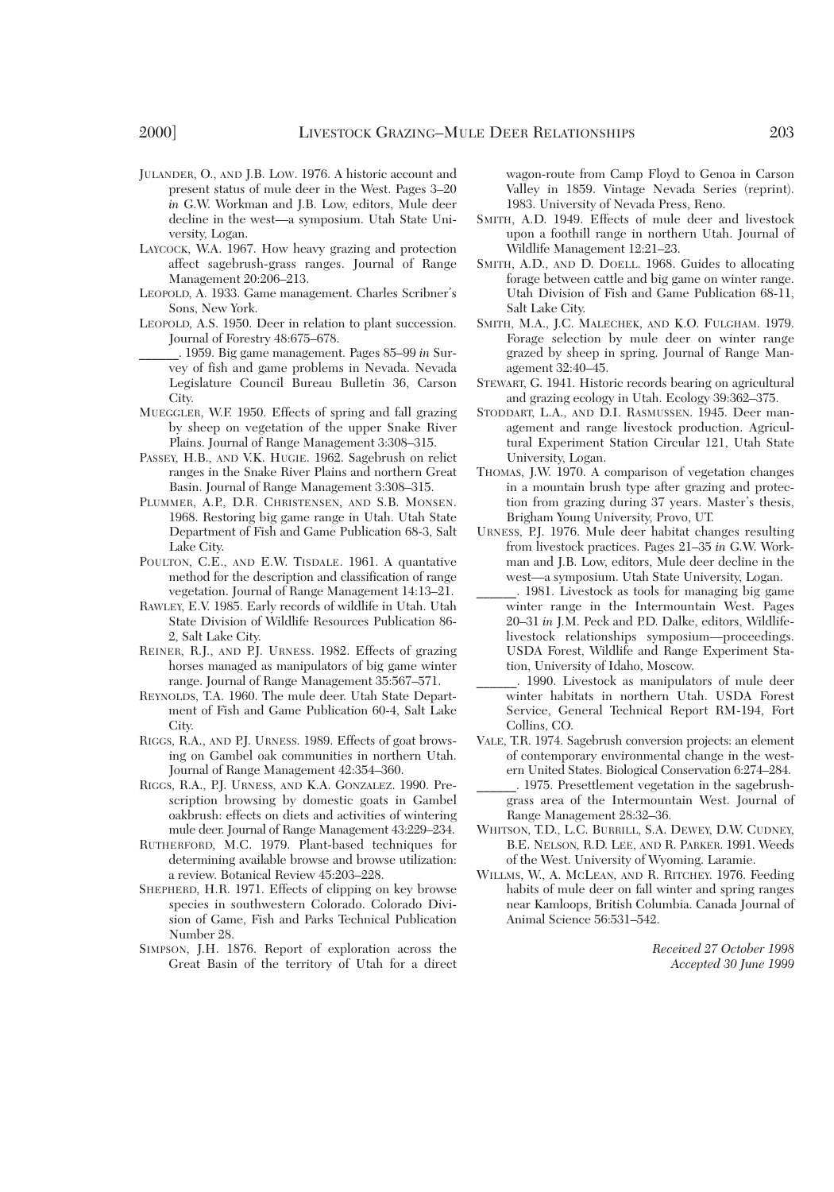JULANDER, O., AND J.B. LOW. 1976. A historic account and present status of mule deer in the West. Pages 3–20 *in* G.W. Workman and J.B. Low, editors, Mule deer decline in the west—a symposium. Utah State University, Logan.

LAYCOCK, W.A. 1967. How heavy grazing and protection affect sagebrush-grass ranges. Journal of Range Management 20:206–213.

LEOPOLD, A. 1933. Game management. Charles Scribner's Sons, New York.

LEOPOLD, A.S. 1950. Deer in relation to plant succession. Journal of Forestry 48:675–678.

______. 1959. Big game management. Pages 85–99 *in* Survey of fish and game problems in Nevada. Nevada Legislature Council Bureau Bulletin 36, Carson City.

MUEGGLER, W.F. 1950. Effects of spring and fall grazing by sheep on vegetation of the upper Snake River Plains. Journal of Range Management 3:308–315.

PASSEY, H.B., AND V.K. HUGIE. 1962. Sagebrush on relict ranges in the Snake River Plains and northern Great Basin. Journal of Range Management 3:308–315.

PLUMMER, A.P., D.R. CHRISTENSEN, AND S.B. MONSEN. 1968. Restoring big game range in Utah. Utah State Department of Fish and Game Publication 68-3, Salt Lake City.

POULTON, C.E., AND E.W. TISDALE. 1961. A quantative method for the description and classification of range vegetation. Journal of Range Management 14:13–21.

RAWLEY, E.V. 1985. Early records of wildlife in Utah. Utah State Division of Wildlife Resources Publication 86-2, Salt Lake City.

REINER, R.J., AND P.J. URNESS. 1982. Effects of grazing horses managed as manipulators of big game winter range. Journal of Range Management 35:567–571.

REYNOLDS, T.A. 1960. The mule deer. Utah State Department of Fish and Game Publication 60-4, Salt Lake City.

RIGGS, R.A., AND P.J. URNESS. 1989. Effects of goat browsing on Gambel oak communities in northern Utah. Journal of Range Management 42:354–360.

RIGGS, R.A., P.J. URNESS, AND K.A. GONZALEZ. 1990. Prescription browsing by domestic goats in Gambel oakbrush: effects on diets and activities of wintering mule deer. Journal of Range Management 43:229–234.

RUTHERFORD, M.C. 1979. Plant-based techniques for determining available browse and browse utilization: a review. Botanical Review 45:203–228.

SHEPHERD, H.R. 1971. Effects of clipping on key browse species in southwestern Colorado. Colorado Division of Game, Fish and Parks Technical Publication Number 28.

SIMPSON, J.H. 1876. Report of exploration across the Great Basin of the territory of Utah for a direct wagon-route from Camp Floyd to Genoa in Carson Valley in 1859. Vintage Nevada Series (reprint). 1983. University of Nevada Press, Reno.

SMITH, A.D. 1949. Effects of mule deer and livestock upon a foothill range in northern Utah. Journal of Wildlife Management 12:21–23.

SMITH, A.D., AND D. DOELL. 1968. Guides to allocating forage between cattle and big game on winter range. Utah Division of Fish and Game Publication 68-11, Salt Lake City.

SMITH, M.A., J.C. MALECHEK, AND K.O. FULGHAM. 1979. Forage selection by mule deer on winter range grazed by sheep in spring. Journal of Range Management 32:40–45.

STEWART, G. 1941. Historic records bearing on agricultural and grazing ecology in Utah. Ecology 39:362–375.

STODDART, L.A., AND D.I. RASMUSSEN. 1945. Deer management and range livestock production. Agricultural Experiment Station Circular 121, Utah State University, Logan.

THOMAS, J.W. 1970. A comparison of vegetation changes in a mountain brush type after grazing and protection from grazing during 37 years. Master's thesis, Brigham Young University, Provo, UT.

URNESS, P.J. 1976. Mule deer habitat changes resulting from livestock practices. Pages 21–35 *in* G.W. Workman and J.B. Low, editors, Mule deer decline in the west—a symposium. Utah State University, Logan.

______. 1981. Livestock as tools for managing big game winter range in the Intermountain West. Pages 20–31 *in* J.M. Peck and P.D. Dalke, editors, Wildlife-livestock relationships symposium—proceedings. USDA Forest, Wildlife and Range Experiment Station, University of Idaho, Moscow.

______. 1990. Livestock as manipulators of mule deer winter habitats in northern Utah. USDA Forest Service, General Technical Report RM-194, Fort Collins, CO.

VALE, T.R. 1974. Sagebrush conversion projects: an element of contemporary environmental change in the western United States. Biological Conservation 6:274–284.

______. 1975. Presettlement vegetation in the sagebrush-grass area of the Intermountain West. Journal of Range Management 28:32–36.

WHITSON, T.D., L.C. BURRILL, S.A. DEWEY, D.W. CUDNEY, B.E. NELSON, R.D. LEE, AND R. PARKER. 1991. Weeds of the West. University of Wyoming. Laramie.

WILLMS, W., A. MCLEAN, AND R. RITCHEY. 1976. Feeding habits of mule deer on fall winter and spring ranges near Kamloops, British Columbia. Canada Journal of Animal Science 56:531–542.

*Received 27 October 1998*
*Accepted 30 June 1999*